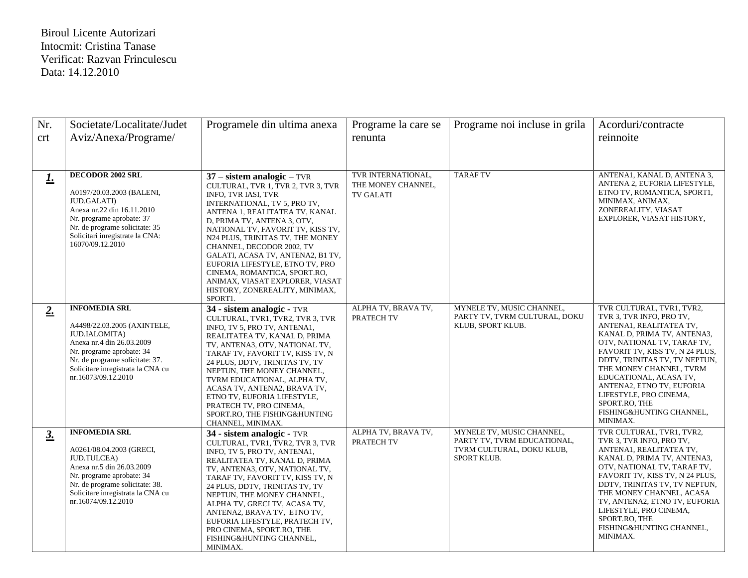Biroul Licente Autorizari
Intocmit: Cristina Tanase
Verificat: Razvan Frinculescu
Data: 14.12.2010

| Nr. crt | Societate/Localitate/Judet Aviz/Anexa/Programe/ | Programele din ultima anexa | Programe la care se renunta | Programe noi incluse in grila | Acorduri/contracte reinnoite |
|---|---|---|---|---|---|
| ***1.*** | **DECODOR 2002 SRL**<br><br>A0197/20.03.2003 (BALENI, JUD.GALATI)<br>Anexa nr.22 din 16.11.2010<br>Nr. programe aprobate: 37<br>Nr. de programe solicitate: 35<br>Solicitari inregistrate la CNA: 16070/09.12.2010 | **37 – sistem analogic –** TVR CULTURAL, TVR 1, TVR 2, TVR 3, TVR INFO, TVR IASI, TVR INTERNATIONAL, TV 5, PRO TV, ANTENA 1, REALITATEA TV, KANAL D, PRIMA TV, ANTENA 3, OTV, NATIONAL TV, FAVORIT TV, KISS TV, N24 PLUS, TRINITAS TV, THE MONEY CHANNEL, DECODOR 2002, TV GALATI, ACASA TV, ANTENA2, B1 TV, EUFORIA LIFESTYLE, ETNO TV, PRO CINEMA, ROMANTICA, SPORT.RO, ANIMAX, VIASAT EXPLORER, VIASAT HISTORY, ZONEREALITY, MINIMAX, SPORT1. | TVR INTERNATIONAL, THE MONEY CHANNEL, TV GALATI | TARAF TV | ANTENA1, KANAL D, ANTENA 3, ANTENA 2, EUFORIA LIFESTYLE, ETNO TV, ROMANTICA, SPORT1, MINIMAX, ANIMAX, ZONEREALITY, VIASAT EXPLORER, VIASAT HISTORY, |
| ***2.*** | **INFOMEDIA SRL**<br><br>A4498/22.03.2005 (AXINTELE, JUD.IALOMITA)<br>Anexa nr.4 din 26.03.2009<br>Nr. programe aprobate: 34<br>Nr. de programe solicitate: 37.<br>Solicitare inregistrata la CNA cu nr.16073/09.12.2010 | **34 - sistem analogic -** TVR CULTURAL, TVR1, TVR2, TVR 3, TVR INFO, TV 5, PRO TV, ANTENA1, REALITATEA TV, KANAL D, PRIMA TV, ANTENA3, OTV, NATIONAL TV, TARAF TV, FAVORIT TV, KISS TV, N 24 PLUS, DDTV, TRINITAS TV, TV NEPTUN, THE MONEY CHANNEL, TVRM EDUCATIONAL, ALPHA TV, ACASA TV, ANTENA2, BRAVA TV, ETNO TV, EUFORIA LIFESTYLE, PRATECH TV, PRO CINEMA, SPORT.RO, THE FISHING&HUNTING CHANNEL, MINIMAX. | ALPHA TV, BRAVA TV, PRATECH TV | MYNELE TV, MUSIC CHANNEL, PARTY TV, TVRM CULTURAL, DOKU KLUB, SPORT KLUB. | TVR CULTURAL, TVR1, TVR2, TVR 3, TVR INFO, PRO TV, ANTENA1, REALITATEA TV, KANAL D, PRIMA TV, ANTENA3, OTV, NATIONAL TV, TARAF TV, FAVORIT TV, KISS TV, N 24 PLUS, DDTV, TRINITAS TV, TV NEPTUN, THE MONEY CHANNEL, TVRM EDUCATIONAL, ACASA TV, ANTENA2, ETNO TV, EUFORIA LIFESTYLE, PRO CINEMA, SPORT.RO, THE FISHING&HUNTING CHANNEL, MINIMAX. |
| ***3.*** | **INFOMEDIA SRL**<br><br>A0261/08.04.2003 (GRECI, JUD.TULCEA)<br>Anexa nr.5 din 26.03.2009<br>Nr. programe aprobate: 34<br>Nr. de programe solicitate: 38.<br>Solicitare inregistrata la CNA cu nr.16074/09.12.2010 | **34 - sistem analogic -** TVR CULTURAL, TVR1, TVR2, TVR 3, TVR INFO, TV 5, PRO TV, ANTENA1, REALITATEA TV, KANAL D, PRIMA TV, ANTENA3, OTV, NATIONAL TV, TARAF TV, FAVORIT TV, KISS TV, N 24 PLUS, DDTV, TRINITAS TV, TV NEPTUN, THE MONEY CHANNEL, ALPHA TV, GRECI TV, ACASA TV, ANTENA2, BRAVA TV, ETNO TV, EUFORIA LIFESTYLE, PRATECH TV, PRO CINEMA, SPORT.RO, THE FISHING&HUNTING CHANNEL, MINIMAX. | ALPHA TV, BRAVA TV, PRATECH TV | MYNELE TV, MUSIC CHANNEL, PARTY TV, TVRM EDUCATIONAL, TVRM CULTURAL, DOKU KLUB, SPORT KLUB. | TVR CULTURAL, TVR1, TVR2, TVR 3, TVR INFO, PRO TV, ANTENA1, REALITATEA TV, KANAL D, PRIMA TV, ANTENA3, OTV, NATIONAL TV, TARAF TV, FAVORIT TV, KISS TV, N 24 PLUS, DDTV, TRINITAS TV, TV NEPTUN, THE MONEY CHANNEL, ACASA TV, ANTENA2, ETNO TV, EUFORIA LIFESTYLE, PRO CINEMA, SPORT.RO, THE FISHING&HUNTING CHANNEL, MINIMAX. |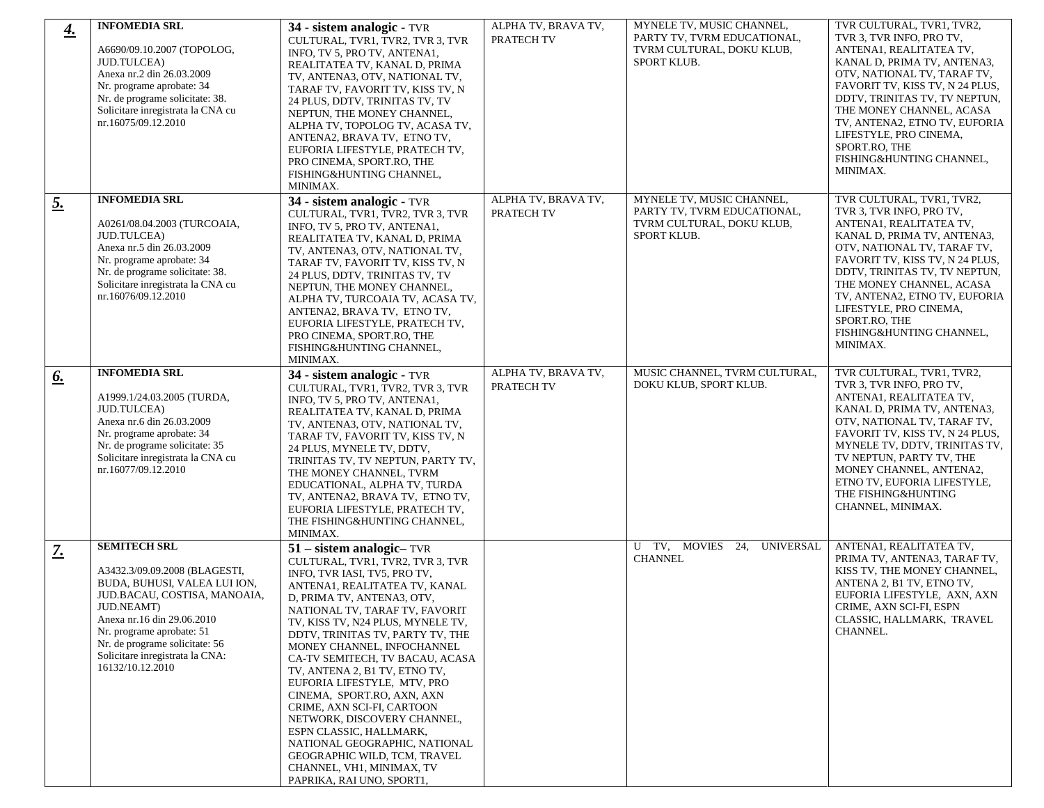| | | | | | |
|---|---|---|---|---|---|
| ***4.*** | **INFOMEDIA SRL**<br><br>A6690/09.10.2007 (TOPOLOG, JUD.TULCEA)<br>Anexa nr.2 din 26.03.2009<br>Nr. programe aprobate: 34<br>Nr. de programe solicitate: 38.<br>Solicitare inregistrata la CNA cu nr.16075/09.12.2010 | **34 - sistem analogic -** TVR CULTURAL, TVR1, TVR2, TVR 3, TVR INFO, TV 5, PRO TV, ANTENA1, REALITATEA TV, KANAL D, PRIMA TV, ANTENA3, OTV, NATIONAL TV, TARAF TV, FAVORIT TV, KISS TV, N 24 PLUS, DDTV, TRINITAS TV, TV NEPTUN, THE MONEY CHANNEL, ALPHA TV, TOPOLOG TV, ACASA TV, ANTENA2, BRAVA TV, ETNO TV, EUFORIA LIFESTYLE, PRATECH TV, PRO CINEMA, SPORT.RO, THE FISHING&HUNTING CHANNEL, MINIMAX. | ALPHA TV, BRAVA TV, PRATECH TV | MYNELE TV, MUSIC CHANNEL, PARTY TV, TVRM EDUCATIONAL, TVRM CULTURAL, DOKU KLUB, SPORT KLUB. | TVR CULTURAL, TVR1, TVR2, TVR 3, TVR INFO, PRO TV, ANTENA1, REALITATEA TV, KANAL D, PRIMA TV, ANTENA3, OTV, NATIONAL TV, TARAF TV, FAVORIT TV, KISS TV, N 24 PLUS, DDTV, TRINITAS TV, TV NEPTUN, THE MONEY CHANNEL, ACASA TV, ANTENA2, ETNO TV, EUFORIA LIFESTYLE, PRO CINEMA, SPORT.RO, THE FISHING&HUNTING CHANNEL, MINIMAX. |
| ***5.*** | **INFOMEDIA SRL**<br><br>A0261/08.04.2003 (TURCOAIA, JUD.TULCEA)<br>Anexa nr.5 din 26.03.2009<br>Nr. programe aprobate: 34<br>Nr. de programe solicitate: 38.<br>Solicitare inregistrata la CNA cu nr.16076/09.12.2010 | **34 - sistem analogic -** TVR CULTURAL, TVR1, TVR2, TVR 3, TVR INFO, TV 5, PRO TV, ANTENA1, REALITATEA TV, KANAL D, PRIMA TV, ANTENA3, OTV, NATIONAL TV, TARAF TV, FAVORIT TV, KISS TV, N 24 PLUS, DDTV, TRINITAS TV, TV NEPTUN, THE MONEY CHANNEL, ALPHA TV, TURCOAIA TV, ACASA TV, ANTENA2, BRAVA TV, ETNO TV, EUFORIA LIFESTYLE, PRATECH TV, PRO CINEMA, SPORT.RO, THE FISHING&HUNTING CHANNEL, MINIMAX. | ALPHA TV, BRAVA TV, PRATECH TV | MYNELE TV, MUSIC CHANNEL, PARTY TV, TVRM EDUCATIONAL, TVRM CULTURAL, DOKU KLUB, SPORT KLUB. | TVR CULTURAL, TVR1, TVR2, TVR 3, TVR INFO, PRO TV, ANTENA1, REALITATEA TV, KANAL D, PRIMA TV, ANTENA3, OTV, NATIONAL TV, TARAF TV, FAVORIT TV, KISS TV, N 24 PLUS, DDTV, TRINITAS TV, TV NEPTUN, THE MONEY CHANNEL, ACASA TV, ANTENA2, ETNO TV, EUFORIA LIFESTYLE, PRO CINEMA, SPORT.RO, THE FISHING&HUNTING CHANNEL, MINIMAX. |
| ***6.*** | **INFOMEDIA SRL**<br><br>A1999.1/24.03.2005 (TURDA, JUD.TULCEA)<br>Anexa nr.6 din 26.03.2009<br>Nr. programe aprobate: 34<br>Nr. de programe solicitate: 35<br>Solicitare inregistrata la CNA cu nr.16077/09.12.2010 | **34 - sistem analogic -** TVR CULTURAL, TVR1, TVR2, TVR 3, TVR INFO, TV 5, PRO TV, ANTENA1, REALITATEA TV, KANAL D, PRIMA TV, ANTENA3, OTV, NATIONAL TV, TARAF TV, FAVORIT TV, KISS TV, N 24 PLUS, MYNELE TV, DDTV, TRINITAS TV, TV NEPTUN, PARTY TV, THE MONEY CHANNEL, TVRM EDUCATIONAL, ALPHA TV, TURDA TV, ANTENA2, BRAVA TV, ETNO TV, EUFORIA LIFESTYLE, PRATECH TV, THE FISHING&HUNTING CHANNEL, MINIMAX. | ALPHA TV, BRAVA TV, PRATECH TV | MUSIC CHANNEL, TVRM CULTURAL, DOKU KLUB, SPORT KLUB. | TVR CULTURAL, TVR1, TVR2, TVR 3, TVR INFO, PRO TV, ANTENA1, REALITATEA TV, KANAL D, PRIMA TV, ANTENA3, OTV, NATIONAL TV, TARAF TV, FAVORIT TV, KISS TV, N 24 PLUS, MYNELE TV, DDTV, TRINITAS TV, TV NEPTUN, PARTY TV, THE MONEY CHANNEL, ANTENA2, ETNO TV, EUFORIA LIFESTYLE, THE FISHING&HUNTING CHANNEL, MINIMAX. |
| ***7.*** | **SEMITECH SRL**<br><br>A3432.3/09.09.2008 (BLAGESTI, BUDA, BUHUSI, VALEA LUI ION, JUD.BACAU, COSTISA, MANOAIA, JUD.NEAMT)<br>Anexa nr.16 din 29.06.2010<br>Nr. programe aprobate: 51<br>Nr. de programe solicitate: 56<br>Solicitare inregistrata la CNA: 16132/10.12.2010 | **51 – sistem analogic–** TVR CULTURAL, TVR1, TVR2, TVR 3, TVR INFO, TVR IASI, TV5, PRO TV, ANTENA1, REALITATEA TV, KANAL D, PRIMA TV, ANTENA3, OTV, NATIONAL TV, TARAF TV, FAVORIT TV, KISS TV, N24 PLUS, MYNELE TV, DDTV, TRINITAS TV, PARTY TV, THE MONEY CHANNEL, INFOCHANNEL CA-TV SEMITECH, TV BACAU, ACASA TV, ANTENA 2, B1 TV, ETNO TV, EUFORIA LIFESTYLE, MTV, PRO CINEMA, SPORT.RO, AXN, AXN CRIME, AXN SCI-FI, CARTOON NETWORK, DISCOVERY CHANNEL, ESPN CLASSIC, HALLMARK, NATIONAL GEOGRAPHIC, NATIONAL GEOGRAPHIC WILD, TCM, TRAVEL CHANNEL, VH1, MINIMAX, TV PAPRIKA, RAI UNO, SPORT1, | | U TV, MOVIES 24, UNIVERSAL CHANNEL | ANTENA1, REALITATEA TV, PRIMA TV, ANTENA3, TARAF TV, KISS TV, THE MONEY CHANNEL, ANTENA 2, B1 TV, ETNO TV, EUFORIA LIFESTYLE, AXN, AXN CRIME, AXN SCI-FI, ESPN CLASSIC, HALLMARK, TRAVEL CHANNEL. |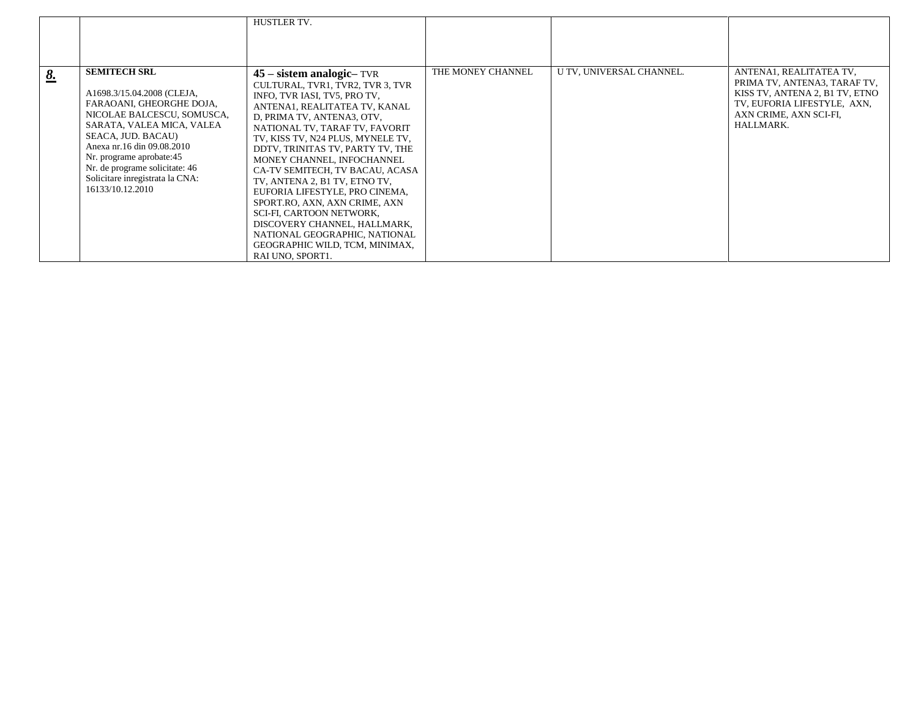| | | | | | |
|---|---|---|---|---|---|
| | | HUSTLER TV. | | | |
| ***8.*** | **SEMITECH SRL**<br><br>A1698.3/15.04.2008 (CLEJA, FARAOANI, GHEORGHE DOJA, NICOLAE BALCESCU, SOMUSCA, SARATA, VALEA MICA, VALEA SEACA, JUD. BACAU)<br>Anexa nr.16 din 09.08.2010<br>Nr. programe aprobate:45<br>Nr. de programe solicitate: 46<br>Solicitare inregistrata la CNA: 16133/10.12.2010 | **45 – sistem analogic–** TVR CULTURAL, TVR1, TVR2, TVR 3, TVR INFO, TVR IASI, TV5, PRO TV, ANTENA1, REALITATEA TV, KANAL D, PRIMA TV, ANTENA3, OTV, NATIONAL TV, TARAF TV, FAVORIT TV, KISS TV, N24 PLUS, MYNELE TV, DDTV, TRINITAS TV, PARTY TV, THE MONEY CHANNEL, INFOCHANNEL CA-TV SEMITECH, TV BACAU, ACASA TV, ANTENA 2, B1 TV, ETNO TV, EUFORIA LIFESTYLE, PRO CINEMA, SPORT.RO, AXN, AXN CRIME, AXN SCI-FI, CARTOON NETWORK, DISCOVERY CHANNEL, HALLMARK, NATIONAL GEOGRAPHIC, NATIONAL GEOGRAPHIC WILD, TCM, MINIMAX, RAI UNO, SPORT1. | THE MONEY CHANNEL | U TV, UNIVERSAL CHANNEL. | ANTENA1, REALITATEA TV, PRIMA TV, ANTENA3, TARAF TV, KISS TV, ANTENA 2, B1 TV, ETNO TV, EUFORIA LIFESTYLE, AXN, AXN CRIME, AXN SCI-FI, HALLMARK. |